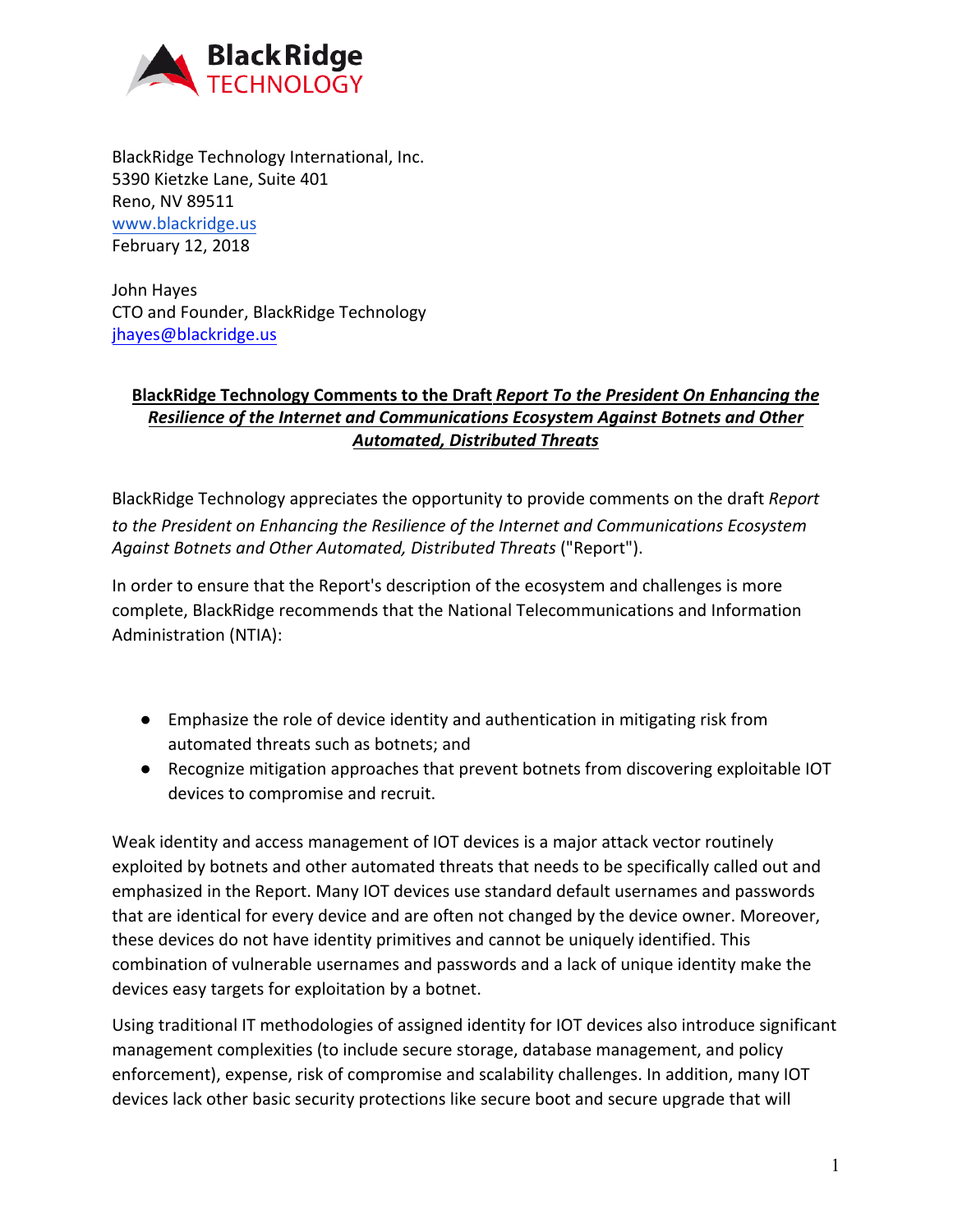BlackRidge Technology International, Inc.
5390 Kietzke Lane, Suite 401
Reno, NV 89511
www.blackridge.us
February 12, 2018

John Hayes
CTO and Founder, BlackRidge Technology
jhayes@blackridge.us

**BlackRidge Technology Comments to the Draft *Report To the President On Enhancing the Resilience of the Internet and Communications Ecosystem Against Botnets and Other Automated, Distributed Threats***

BlackRidge Technology appreciates the opportunity to provide comments on the draft *Report to the President on Enhancing the Resilience of the Internet and Communications Ecosystem Against Botnets and Other Automated, Distributed Threats* ("Report").

In order to ensure that the Report's description of the ecosystem and challenges is more complete, BlackRidge recommends that the National Telecommunications and Information Administration (NTIA):

- Emphasize the role of device identity and authentication in mitigating risk from automated threats such as botnets; and
- Recognize mitigation approaches that prevent botnets from discovering exploitable IOT devices to compromise and recruit.

Weak identity and access management of IOT devices is a major attack vector routinely exploited by botnets and other automated threats that needs to be specifically called out and emphasized in the Report. Many IOT devices use standard default usernames and passwords that are identical for every device and are often not changed by the device owner. Moreover, these devices do not have identity primitives and cannot be uniquely identified. This combination of vulnerable usernames and passwords and a lack of unique identity make the devices easy targets for exploitation by a botnet.

Using traditional IT methodologies of assigned identity for IOT devices also introduce significant management complexities (to include secure storage, database management, and policy enforcement), expense, risk of compromise and scalability challenges. In addition, many IOT devices lack other basic security protections like secure boot and secure upgrade that will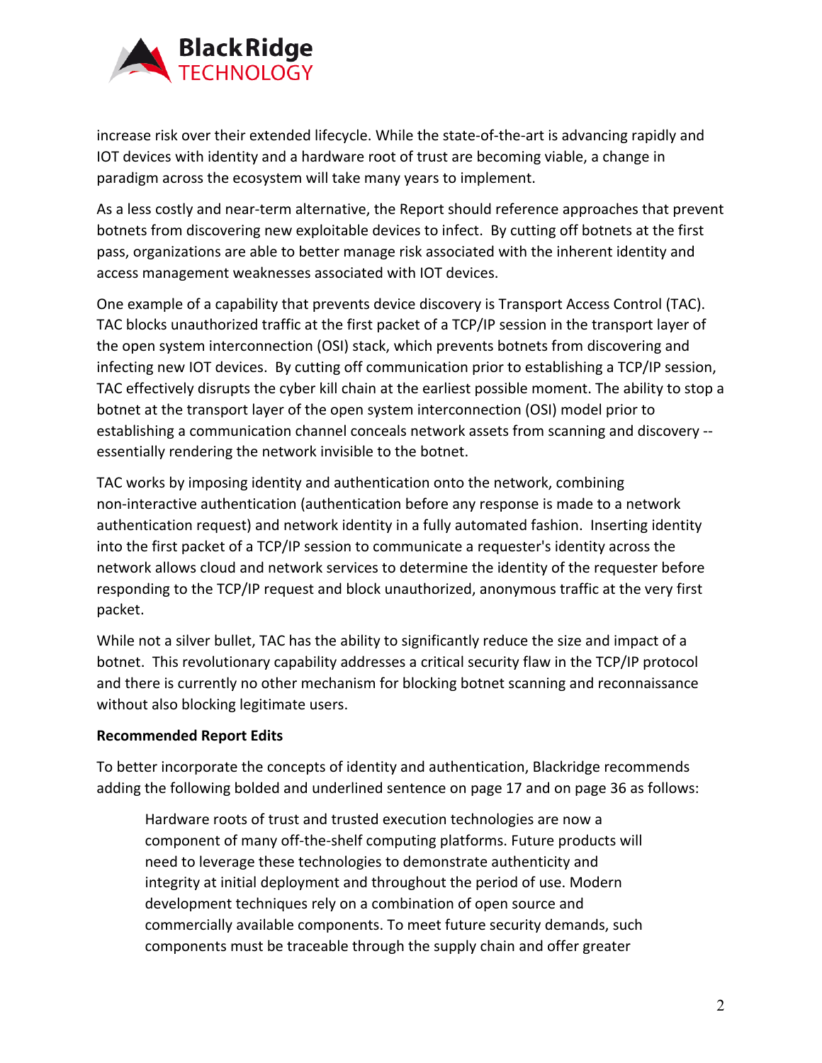increase risk over their extended lifecycle. While the state-of-the-art is advancing rapidly and IOT devices with identity and a hardware root of trust are becoming viable, a change in paradigm across the ecosystem will take many years to implement.

As a less costly and near-term alternative, the Report should reference approaches that prevent botnets from discovering new exploitable devices to infect. By cutting off botnets at the first pass, organizations are able to better manage risk associated with the inherent identity and access management weaknesses associated with IOT devices.

One example of a capability that prevents device discovery is Transport Access Control (TAC). TAC blocks unauthorized traffic at the first packet of a TCP/IP session in the transport layer of the open system interconnection (OSI) stack, which prevents botnets from discovering and infecting new IOT devices. By cutting off communication prior to establishing a TCP/IP session, TAC effectively disrupts the cyber kill chain at the earliest possible moment. The ability to stop a botnet at the transport layer of the open system interconnection (OSI) model prior to establishing a communication channel conceals network assets from scanning and discovery -- essentially rendering the network invisible to the botnet.

TAC works by imposing identity and authentication onto the network, combining non-interactive authentication (authentication before any response is made to a network authentication request) and network identity in a fully automated fashion. Inserting identity into the first packet of a TCP/IP session to communicate a requester's identity across the network allows cloud and network services to determine the identity of the requester before responding to the TCP/IP request and block unauthorized, anonymous traffic at the very first packet.

While not a silver bullet, TAC has the ability to significantly reduce the size and impact of a botnet. This revolutionary capability addresses a critical security flaw in the TCP/IP protocol and there is currently no other mechanism for blocking botnet scanning and reconnaissance without also blocking legitimate users.

**Recommended Report Edits**

To better incorporate the concepts of identity and authentication, Blackridge recommends adding the following bolded and underlined sentence on page 17 and on page 36 as follows:

> Hardware roots of trust and trusted execution technologies are now a component of many off-the-shelf computing platforms. Future products will need to leverage these technologies to demonstrate authenticity and integrity at initial deployment and throughout the period of use. Modern development techniques rely on a combination of open source and commercially available components. To meet future security demands, such components must be traceable through the supply chain and offer greater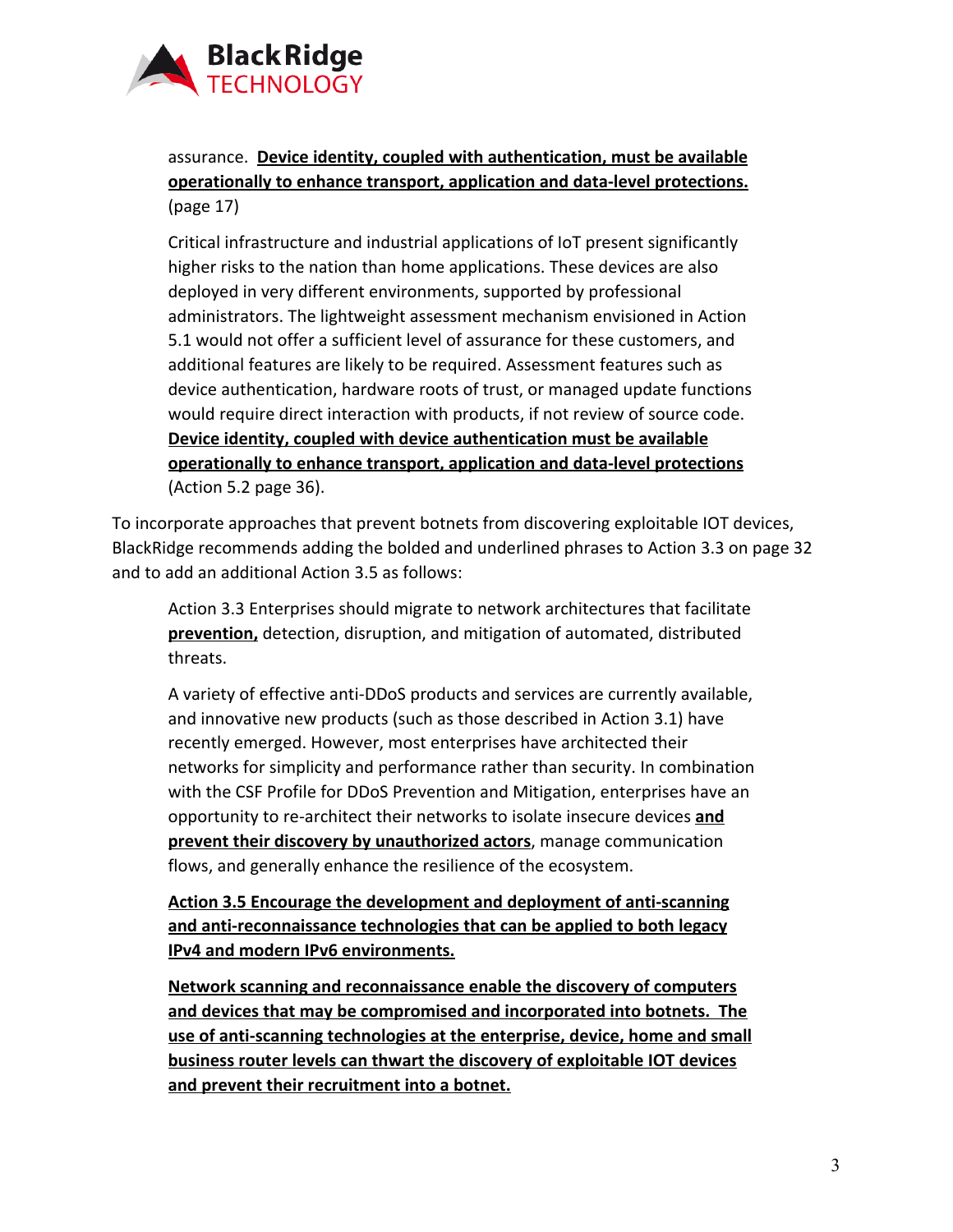assurance. <u>**Device identity, coupled with authentication, must be available operationally to enhance transport, application and data-level protections.**</u> (page 17)

> Critical infrastructure and industrial applications of IoT present significantly higher risks to the nation than home applications. These devices are also deployed in very different environments, supported by professional administrators. The lightweight assessment mechanism envisioned in Action 5.1 would not offer a sufficient level of assurance for these customers, and additional features are likely to be required. Assessment features such as device authentication, hardware roots of trust, or managed update functions would require direct interaction with products, if not review of source code. <u>**Device identity, coupled with device authentication must be available operationally to enhance transport, application and data-level protections**</u> (Action 5.2 page 36).

To incorporate approaches that prevent botnets from discovering exploitable IOT devices, BlackRidge recommends adding the bolded and underlined phrases to Action 3.3 on page 32 and to add an additional Action 3.5 as follows:

> Action 3.3 Enterprises should migrate to network architectures that facilitate <u>**prevention,**</u> detection, disruption, and mitigation of automated, distributed threats.
>
> A variety of effective anti-DDoS products and services are currently available, and innovative new products (such as those described in Action 3.1) have recently emerged. However, most enterprises have architected their networks for simplicity and performance rather than security. In combination with the CSF Profile for DDoS Prevention and Mitigation, enterprises have an opportunity to re-architect their networks to isolate insecure devices <u>**and prevent their discovery by unauthorized actors**</u>, manage communication flows, and generally enhance the resilience of the ecosystem.
>
> <u>**Action 3.5 Encourage the development and deployment of anti-scanning and anti-reconnaissance technologies that can be applied to both legacy IPv4 and modern IPv6 environments.**</u>
>
> <u>**Network scanning and reconnaissance enable the discovery of computers and devices that may be compromised and incorporated into botnets. The use of anti-scanning technologies at the enterprise, device, home and small business router levels can thwart the discovery of exploitable IOT devices and prevent their recruitment into a botnet.**</u>